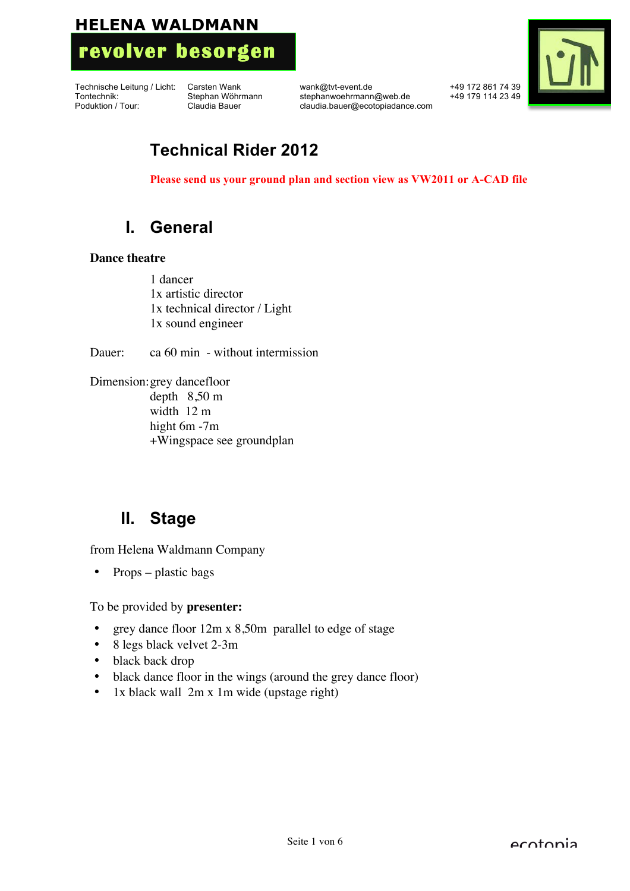HELENA WALDMANN

**revolver besorgen**

| Technische Leitung / Licht: | Carsten Wank | wank@tvt-event.de | +49 172 861 74 39 |
|---|---|---|---|
| Tontechnik: | Stephan Wöhrmann | stephanwoehrmann@web.de | +49 179 114 23 49 |
| Poduktion / Tour: | Claudia Bauer | claudia.bauer@ecotopiadance.com | |

# Technical Rider 2012

**Please send us your ground plan and section view as VW2011 or A-CAD file**

## I. General

**Dance theatre**

1 dancer
1x artistic director
1x technical director / Light
1x sound engineer

Dauer: ca 60 min - without intermission

Dimension: grey dancefloor
depth 8,50 m
width 12 m
hight 6m -7m
+Wingspace see groundplan

## II. Stage

from Helena Waldmann Company

- Props – plastic bags

To be provided by **presenter:**

- grey dance floor 12m x 8,50m parallel to edge of stage
- 8 legs black velvet 2-3m
- black back drop
- black dance floor in the wings (around the grey dance floor)
- 1x black wall 2m x 1m wide (upstage right)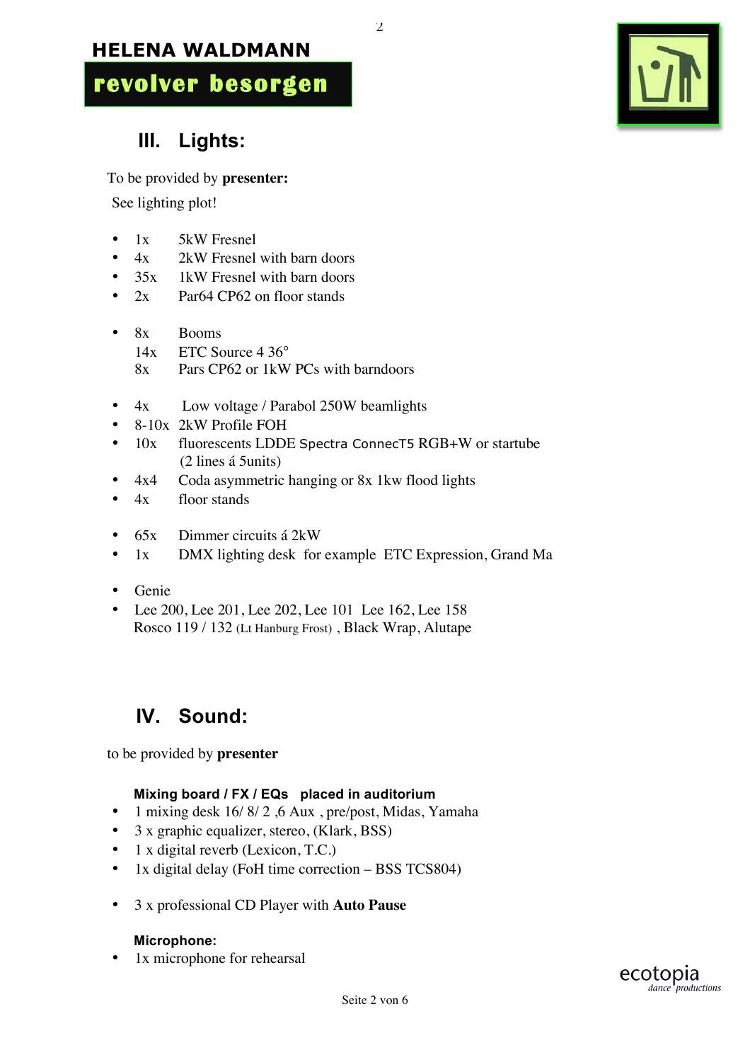## III. Lights:

To be provided by **presenter:**

See lighting plot!

- 1x 5kW Fresnel
- 4x 2kW Fresnel with barn doors
- 35x 1kW Fresnel with barn doors
- 2x Par64 CP62 on floor stands

- 8x Booms
  14x ETC Source 4 36°
  8x Pars CP62 or 1kW PCs with barndoors

- 4x Low voltage / Parabol 250W beamlights
- 8-10x 2kW Profile FOH
- 10x fluorescents LDDE Spectra ConnecT5 RGB+W or startube (2 lines á 5units)
- 4x4 Coda asymmetric hanging or 8x 1kw flood lights
- 4x floor stands

- 65x Dimmer circuits á 2kW
- 1x DMX lighting desk for example ETC Expression, Grand Ma

- Genie
- Lee 200, Lee 201, Lee 202, Lee 101 Lee 162, Lee 158
  Rosco 119 / 132 (Lt Hanburg Frost) , Black Wrap, Alutape

## IV. Sound:

to be provided by **presenter**

**Mixing board / FX / EQs placed in auditorium**

- 1 mixing desk 16/ 8/ 2 ,6 Aux , pre/post, Midas, Yamaha
- 3 x graphic equalizer, stereo, (Klark, BSS)
- 1 x digital reverb (Lexicon, T.C.)
- 1x digital delay (FoH time correction – BSS TCS804)

- 3 x professional CD Player with **Auto Pause**

**Microphone:**

- 1x microphone for rehearsal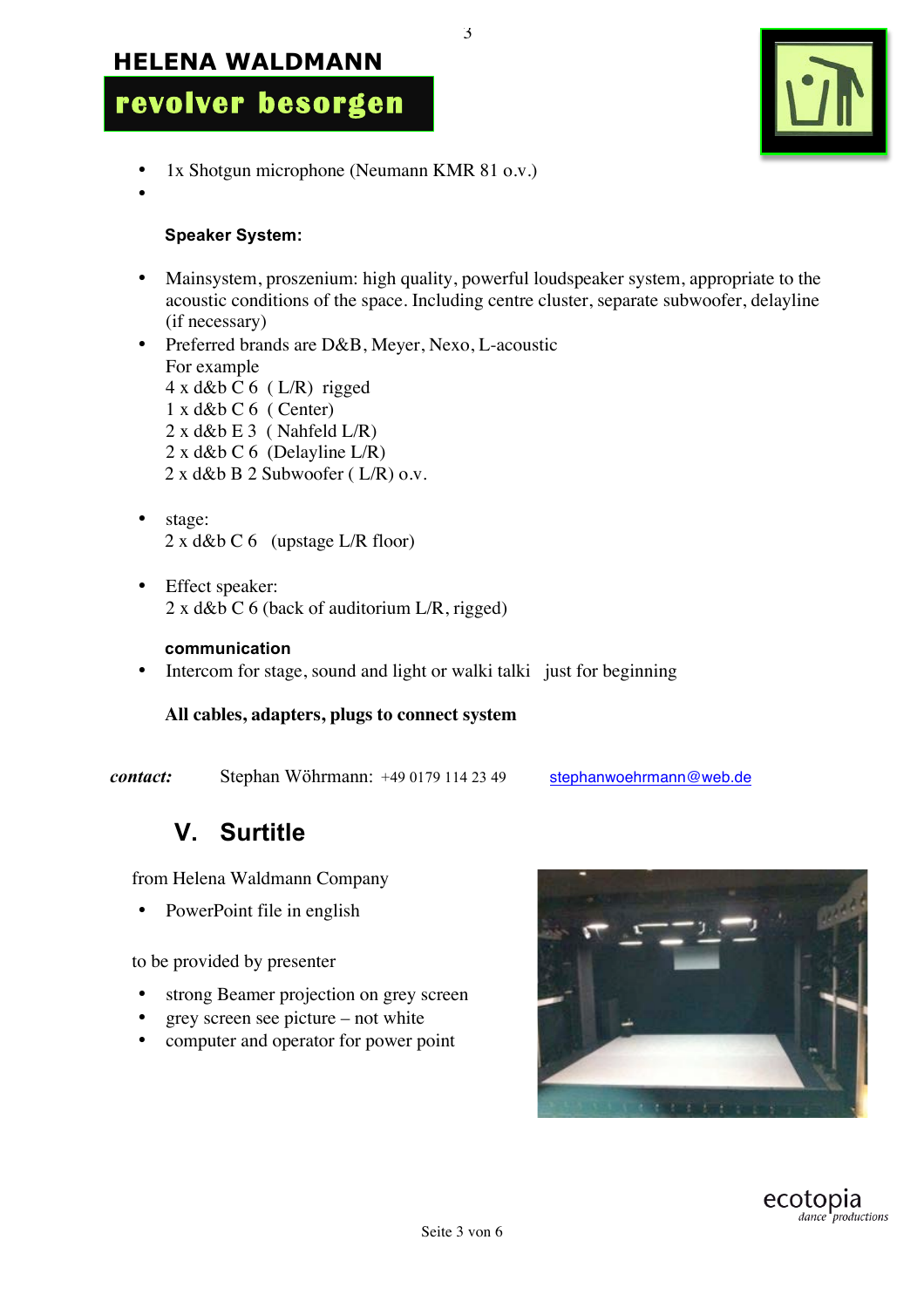- 1x Shotgun microphone (Neumann KMR 81 o.v.)
-

**Speaker System:**

- Mainsystem, proszenium: high quality, powerful loudspeaker system, appropriate to the acoustic conditions of the space. Including centre cluster, separate subwoofer, delayline (if necessary)
- Preferred brands are D&B, Meyer, Nexo, L-acoustic
  For example
  4 x d&b C 6 ( L/R) rigged
  1 x d&b C 6 ( Center)
  2 x d&b E 3 ( Nahfeld L/R)
  2 x d&b C 6 (Delayline L/R)
  2 x d&b B 2 Subwoofer ( L/R) o.v.

- stage:
  2 x d&b C 6 (upstage L/R floor)

- Effect speaker:
  2 x d&b C 6 (back of auditorium L/R, rigged)

**communication**

- Intercom for stage, sound and light or walki talki just for beginning

**All cables, adapters, plugs to connect system**

***contact:*** Stephan Wöhrmann: +49 0179 114 23 49 stephanwoehrmann@web.de

## V. Surtitle

from Helena Waldmann Company

- PowerPoint file in english

to be provided by presenter

- strong Beamer projection on grey screen
- grey screen see picture – not white
- computer and operator for power point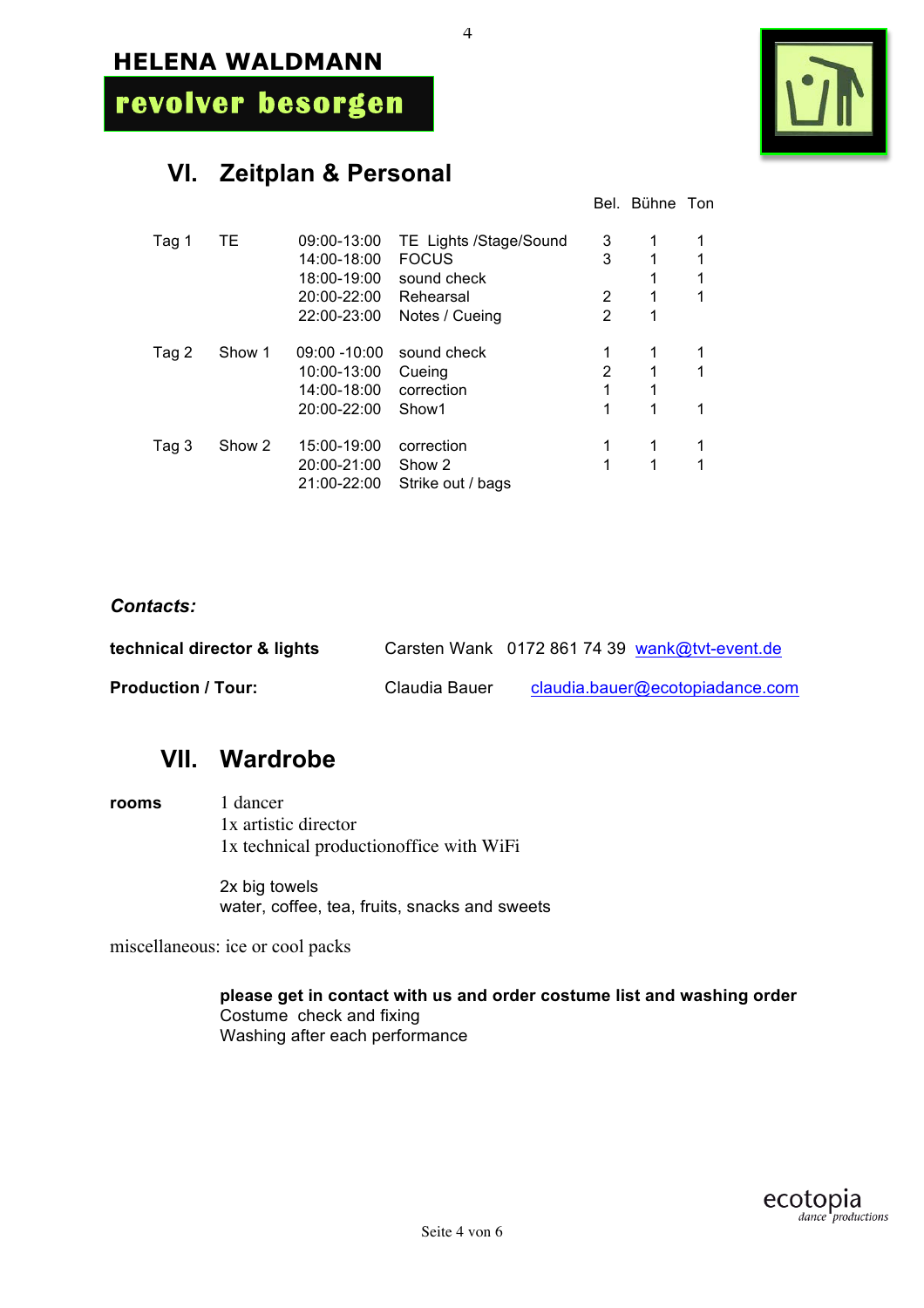**HELENA WALDMANN**

**revolver besorgen**

## VI. Zeitplan & Personal

| | | | | Bel. | Bühne | Ton |
|---|---|---|---|---|---|---|
| Tag 1 | TE | 09:00-13:00 | TE Lights /Stage/Sound | 3 | 1 | 1 |
| | | 14:00-18:00 | FOCUS | 3 | 1 | 1 |
| | | 18:00-19:00 | sound check | | 1 | 1 |
| | | 20:00-22:00 | Rehearsal | 2 | 1 | 1 |
| | | 22:00-23:00 | Notes / Cueing | 2 | 1 | |
| Tag 2 | Show 1 | 09:00 -10:00 | sound check | 1 | 1 | 1 |
| | | 10:00-13:00 | Cueing | 2 | 1 | 1 |
| | | 14:00-18:00 | correction | 1 | 1 | |
| | | 20:00-22:00 | Show1 | 1 | 1 | 1 |
| Tag 3 | Show 2 | 15:00-19:00 | correction | 1 | 1 | 1 |
| | | 20:00-21:00 | Show 2 | 1 | 1 | 1 |
| | | 21:00-22:00 | Strike out / bags | | | |

***Contacts:***

**technical director & lights** Carsten Wank 0172 861 74 39 wank@tvt-event.de

**Production / Tour:** Claudia Bauer claudia.bauer@ecotopiadance.com

## VII. Wardrobe

**rooms**
1 dancer
1x artistic director
1x technical productionoffice with WiFi

2x big towels
water, coffee, tea, fruits, snacks and sweets

miscellaneous: ice or cool packs

**please get in contact with us and order costume list and washing order**
Costume check and fixing
Washing after each performance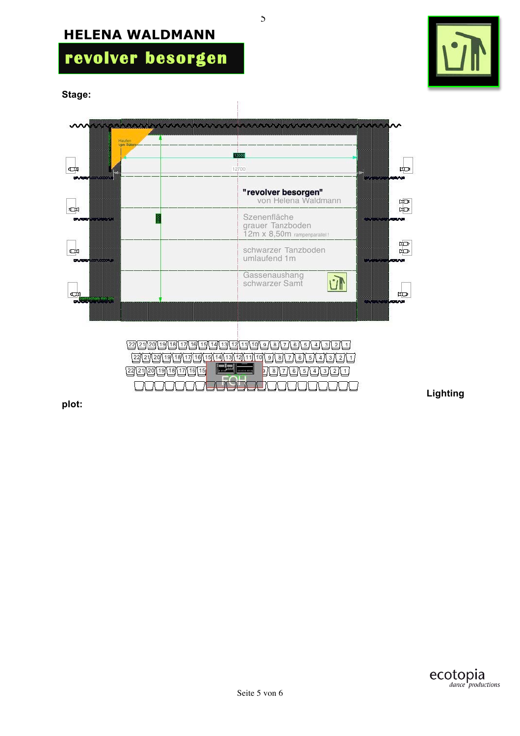## HELENA WALDMANN

# revolver besorgen

**Stage:**

Haufen von Toten

12000

12700

8500

**"revolver besorgen"**
von Helena Waldmann

Szenenfläche
grauer Tanzboden
12m x 8,50m rampenparallel !

schwarzer Tanzboden
umlaufend 1m

Gassenaushang
schwarzer Samt

FOH

**Lighting plot:**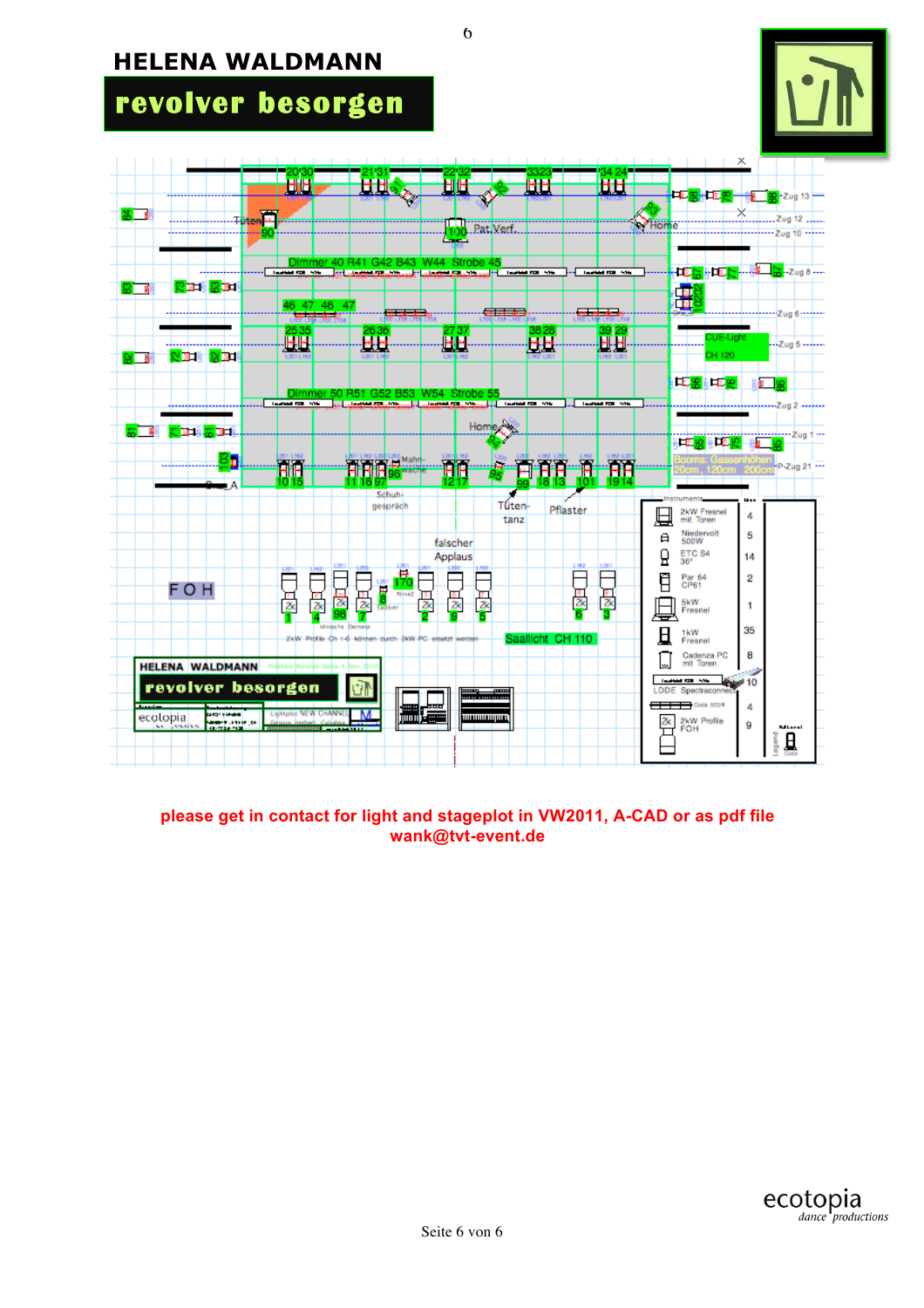# HELENA WALDMANN

## revolver besorgen

please get in contact for light and stageplot in VW2011, A-CAD or as pdf file
wank@tvt-event.de